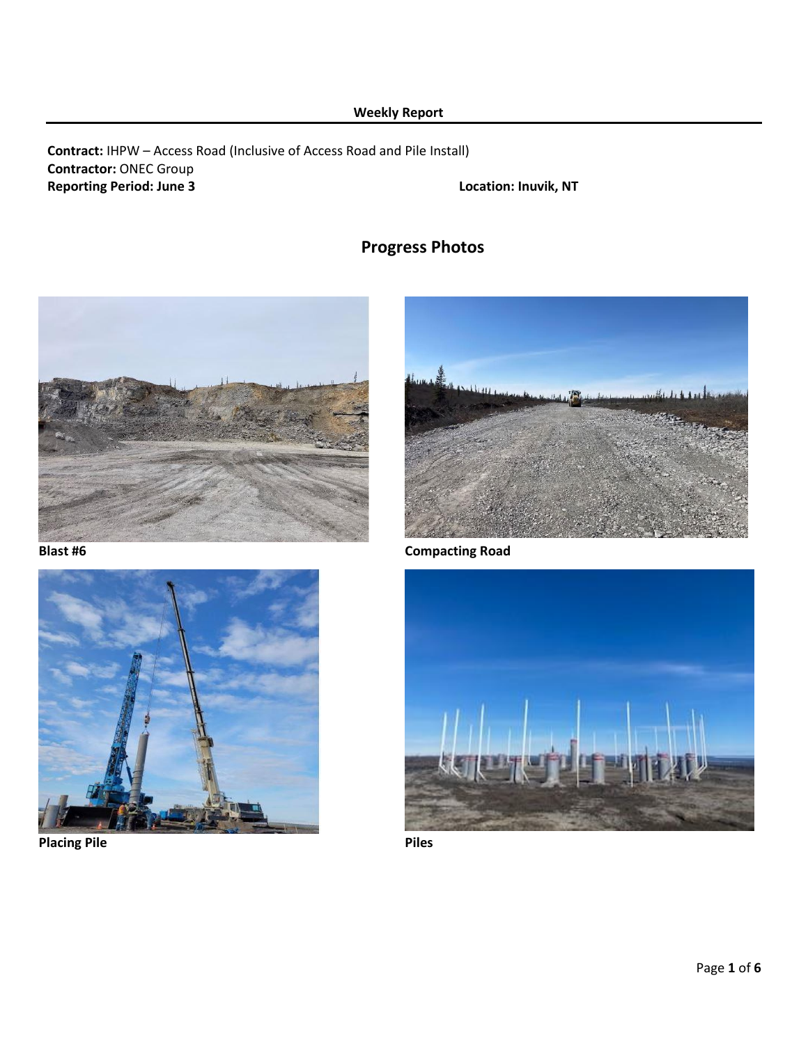**Weekly Report**

**Contract:** IHPW – Access Road (Inclusive of Access Road and Pile Install)
**Contractor:** ONEC Group
**Reporting Period: June 3**
**Location: Inuvik, NT**

## Progress Photos

**Blast #6**

**Compacting Road**

**Placing Pile**

**Piles**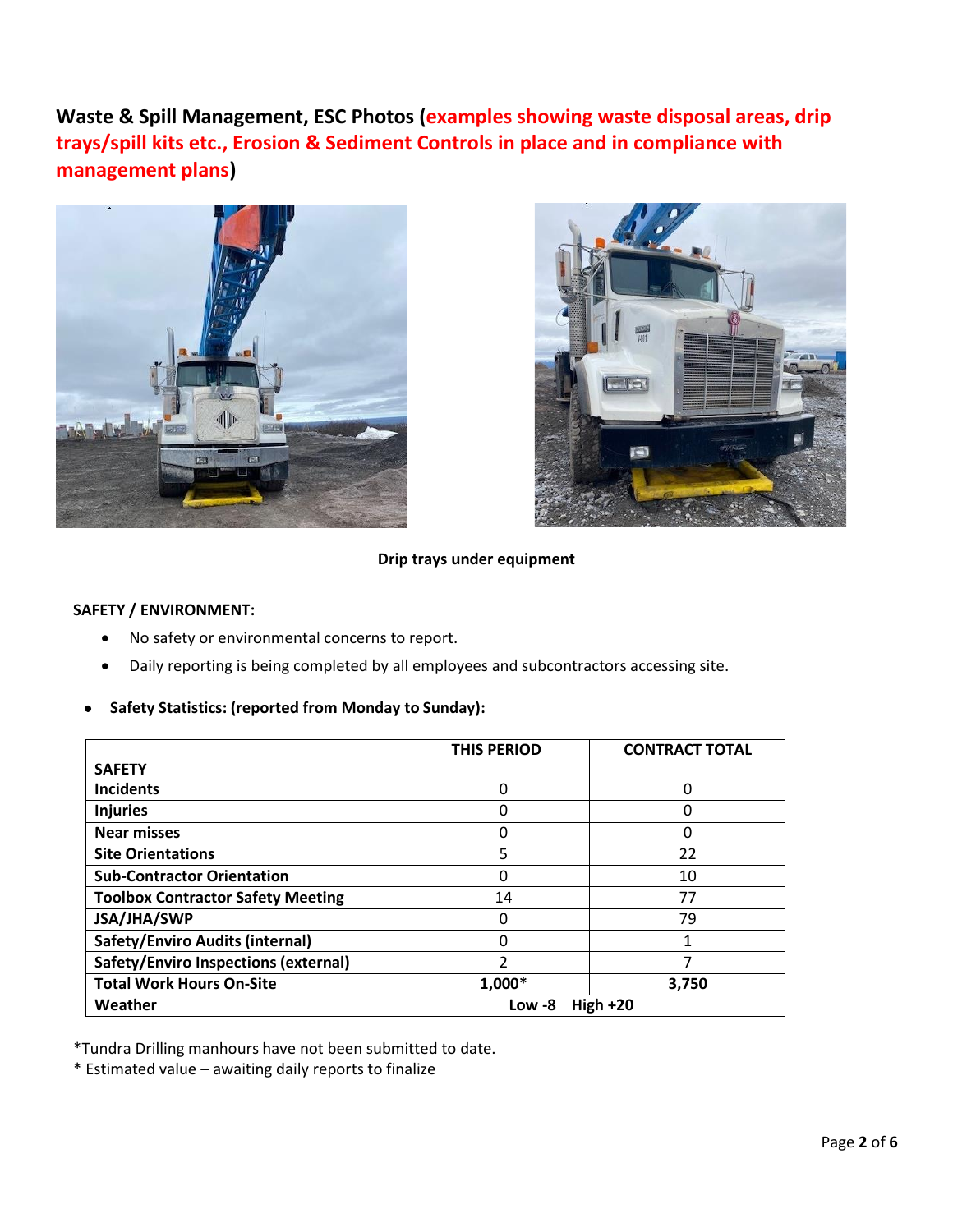**Waste & Spill Management, ESC Photos (examples showing waste disposal areas, drip trays/spill kits etc., Erosion & Sediment Controls in place and in compliance with management plans)**

**Drip trays under equipment**

**SAFETY / ENVIRONMENT:**

- No safety or environmental concerns to report.
- Daily reporting is being completed by all employees and subcontractors accessing site.

- **Safety Statistics: (reported from Monday to Sunday):**

| SAFETY | THIS PERIOD | CONTRACT TOTAL |
|---|---|---|
| **Incidents** | 0 | 0 |
| **Injuries** | 0 | 0 |
| **Near misses** | 0 | 0 |
| **Site Orientations** | 5 | 22 |
| **Sub-Contractor Orientation** | 0 | 10 |
| **Toolbox Contractor Safety Meeting** | 14 | 77 |
| **JSA/JHA/SWP** | 0 | 79 |
| **Safety/Enviro Audits (internal)** | 0 | 1 |
| **Safety/Enviro Inspections (external)** | 2 | 7 |
| **Total Work Hours On-Site** | **1,000*** | **3,750** |
| **Weather** | **Low -8 High +20** | |

*Tundra Drilling manhours have not been submitted to date.

* Estimated value – awaiting daily reports to finalize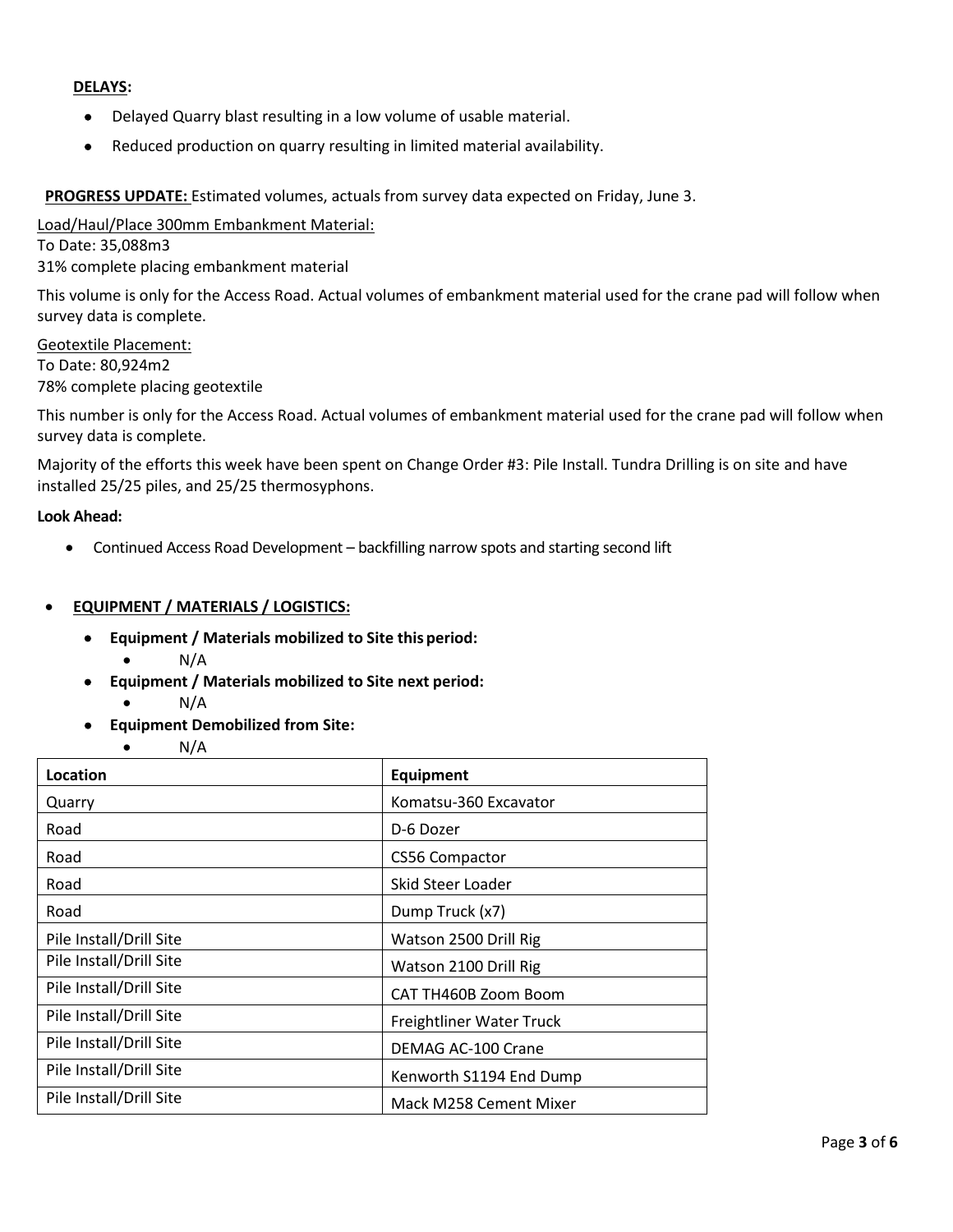**DELAYS:**

- Delayed Quarry blast resulting in a low volume of usable material.
- Reduced production on quarry resulting in limited material availability.

**PROGRESS UPDATE:** Estimated volumes, actuals from survey data expected on Friday, June 3.

Load/Haul/Place 300mm Embankment Material:
To Date: 35,088m3
31% complete placing embankment material

This volume is only for the Access Road. Actual volumes of embankment material used for the crane pad will follow when survey data is complete.

Geotextile Placement:
To Date: 80,924m2
78% complete placing geotextile

This number is only for the Access Road. Actual volumes of embankment material used for the crane pad will follow when survey data is complete.

Majority of the efforts this week have been spent on Change Order #3: Pile Install. Tundra Drilling is on site and have installed 25/25 piles, and 25/25 thermosyphons.

**Look Ahead:**

- Continued Access Road Development – backfilling narrow spots and starting second lift

- **EQUIPMENT / MATERIALS / LOGISTICS:**
  - **Equipment / Materials mobilized to Site this period:**
    - N/A
  - **Equipment / Materials mobilized to Site next period:**
    - N/A
  - **Equipment Demobilized from Site:**
    - N/A

| Location | Equipment |
|---|---|
| Quarry | Komatsu-360 Excavator |
| Road | D-6 Dozer |
| Road | CS56 Compactor |
| Road | Skid Steer Loader |
| Road | Dump Truck (x7) |
| Pile Install/Drill Site | Watson 2500 Drill Rig |
| Pile Install/Drill Site | Watson 2100 Drill Rig |
| Pile Install/Drill Site | CAT TH460B Zoom Boom |
| Pile Install/Drill Site | Freightliner Water Truck |
| Pile Install/Drill Site | DEMAG AC-100 Crane |
| Pile Install/Drill Site | Kenworth S1194 End Dump |
| Pile Install/Drill Site | Mack M258 Cement Mixer |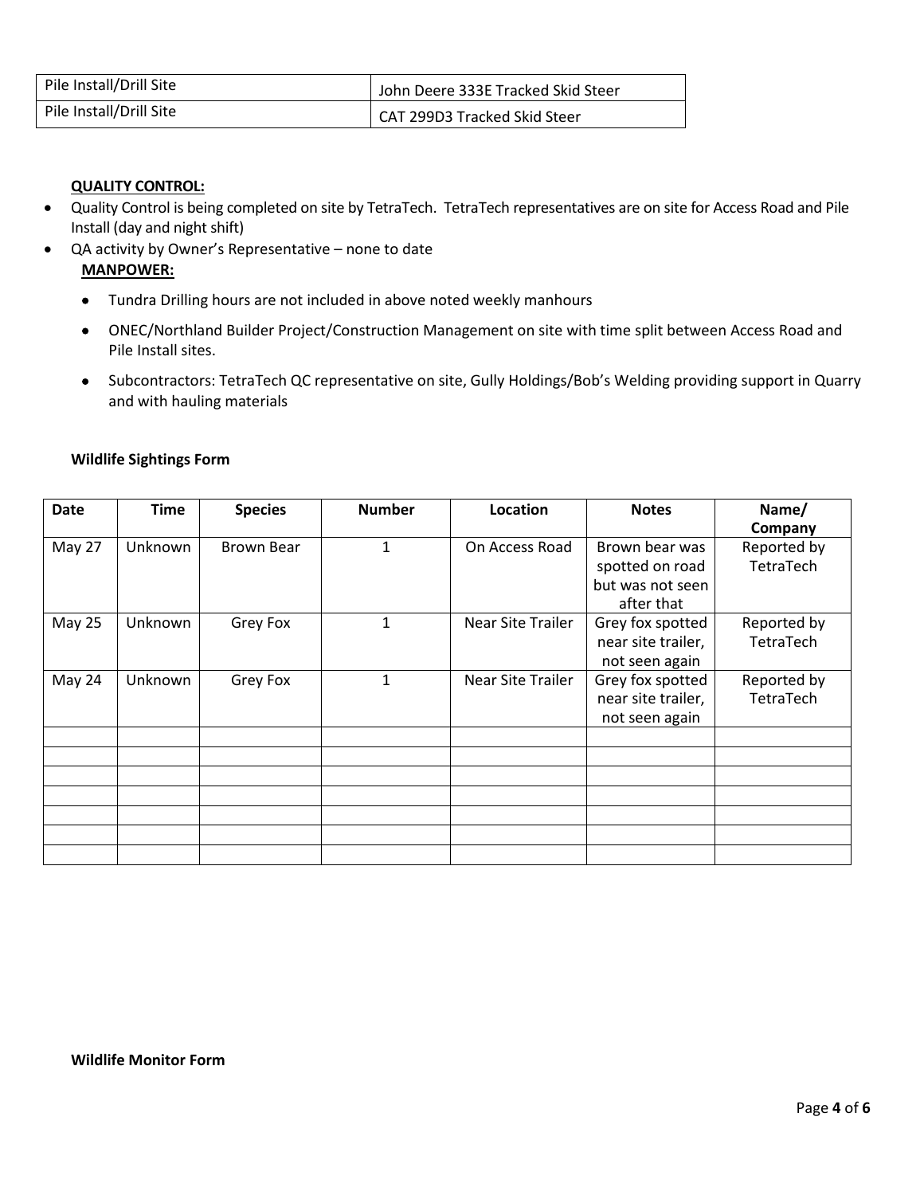| Pile Install/Drill Site | John Deere 333E Tracked Skid Steer |
|---|---|
| Pile Install/Drill Site | CAT 299D3 Tracked Skid Steer |

**QUALITY CONTROL:**

- Quality Control is being completed on site by TetraTech. TetraTech representatives are on site for Access Road and Pile Install (day and night shift)
- QA activity by Owner's Representative – none to date

**MANPOWER:**

- Tundra Drilling hours are not included in above noted weekly manhours
- ONEC/Northland Builder Project/Construction Management on site with time split between Access Road and Pile Install sites.
- Subcontractors: TetraTech QC representative on site, Gully Holdings/Bob's Welding providing support in Quarry and with hauling materials

**Wildlife Sightings Form**

| Date | Time | Species | Number | Location | Notes | Name/ Company |
|---|---|---|---|---|---|---|
| May 27 | Unknown | Brown Bear | 1 | On Access Road | Brown bear was spotted on road but was not seen after that | Reported by TetraTech |
| May 25 | Unknown | Grey Fox | 1 | Near Site Trailer | Grey fox spotted near site trailer, not seen again | Reported by TetraTech |
| May 24 | Unknown | Grey Fox | 1 | Near Site Trailer | Grey fox spotted near site trailer, not seen again | Reported by TetraTech |
| | | | | | | |
| | | | | | | |
| | | | | | | |
| | | | | | | |
| | | | | | | |
| | | | | | | |
| | | | | | | |

**Wildlife Monitor Form**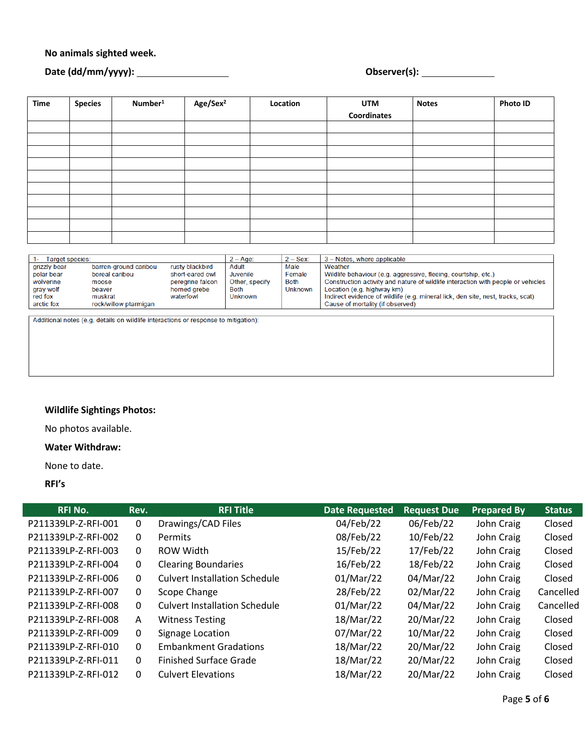**No animals sighted week.**

**Date (dd/mm/yyyy):** ______________ **Observer(s):** ______________

| Time | Species | Number[1] | Age/Sex[2] | Location | UTM Coordinates | Notes | Photo ID |
|---|---|---|---|---|---|---|---|
| | | | | | | | |
| | | | | | | | |
| | | | | | | | |
| | | | | | | | |
| | | | | | | | |
| | | | | | | | |
| | | | | | | | |
| | | | | | | | |
| | | | | | | | |
| | | | | | | | |

| 1- Target species: | | | 2 – Age: | 2 – Sex: | 3 – Notes, where applicable |
|---|---|---|---|---|---|
| grizzly bear | barren-ground caribou | rusty blackbird | Adult | Male | Weather |
| polar bear | boreal caribou | short-eared owl | Juvenile | Female | Wildlife behaviour (e.g. aggressive, fleeing, courtship, etc.) |
| wolverine | moose | peregrine falcon | Other, specify | Both | Construction activity and nature of wildlife interaction with people or vehicles |
| gray wolf | beaver | horned grebe | Both | Unknown | Location (e.g. highway km) |
| red fox | muskrat | waterfowl | Unknown | | Indirect evidence of wildlife (e.g. mineral lick, den site, nest, tracks, scat) |
| arctic fox | rock/willow ptarmigan | | | | Cause of mortality (if observed) |

Additional notes (e.g. details on wildlife interactions or response to mitigation):

**Wildlife Sightings Photos:**

No photos available.

**Water Withdraw:**

None to date.

**RFI's**

| RFI No. | Rev. | RFI Title | Date Requested | Request Due | Prepared By | Status |
|---|---|---|---|---|---|---|
| P211339LP-Z-RFI-001 | 0 | Drawings/CAD Files | 04/Feb/22 | 06/Feb/22 | John Craig | Closed |
| P211339LP-Z-RFI-002 | 0 | Permits | 08/Feb/22 | 10/Feb/22 | John Craig | Closed |
| P211339LP-Z-RFI-003 | 0 | ROW Width | 15/Feb/22 | 17/Feb/22 | John Craig | Closed |
| P211339LP-Z-RFI-004 | 0 | Clearing Boundaries | 16/Feb/22 | 18/Feb/22 | John Craig | Closed |
| P211339LP-Z-RFI-006 | 0 | Culvert Installation Schedule | 01/Mar/22 | 04/Mar/22 | John Craig | Closed |
| P211339LP-Z-RFI-007 | 0 | Scope Change | 28/Feb/22 | 02/Mar/22 | John Craig | Cancelled |
| P211339LP-Z-RFI-008 | 0 | Culvert Installation Schedule | 01/Mar/22 | 04/Mar/22 | John Craig | Cancelled |
| P211339LP-Z-RFI-008 | A | Witness Testing | 18/Mar/22 | 20/Mar/22 | John Craig | Closed |
| P211339LP-Z-RFI-009 | 0 | Signage Location | 07/Mar/22 | 10/Mar/22 | John Craig | Closed |
| P211339LP-Z-RFI-010 | 0 | Embankment Gradations | 18/Mar/22 | 20/Mar/22 | John Craig | Closed |
| P211339LP-Z-RFI-011 | 0 | Finished Surface Grade | 18/Mar/22 | 20/Mar/22 | John Craig | Closed |
| P211339LP-Z-RFI-012 | 0 | Culvert Elevations | 18/Mar/22 | 20/Mar/22 | John Craig | Closed |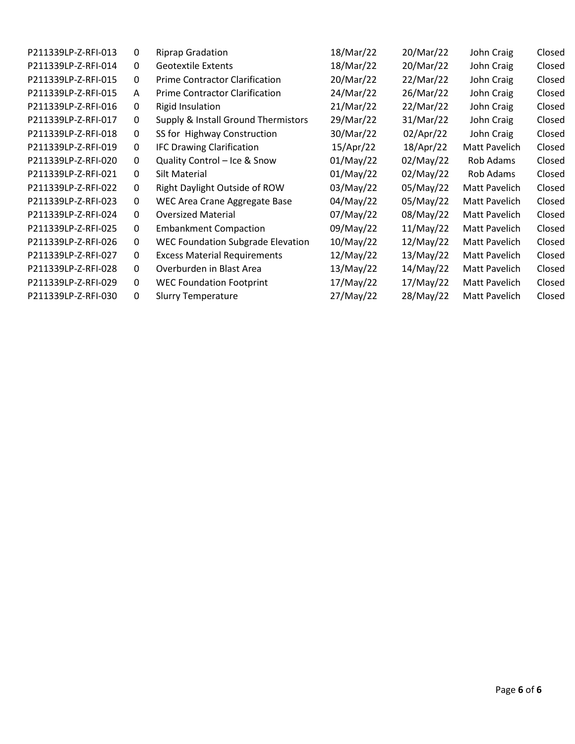| | | | | | | |
|---|---|---|---|---|---|---|
| P211339LP-Z-RFI-013 | 0 | Riprap Gradation | 18/Mar/22 | 20/Mar/22 | John Craig | Closed |
| P211339LP-Z-RFI-014 | 0 | Geotextile Extents | 18/Mar/22 | 20/Mar/22 | John Craig | Closed |
| P211339LP-Z-RFI-015 | 0 | Prime Contractor Clarification | 20/Mar/22 | 22/Mar/22 | John Craig | Closed |
| P211339LP-Z-RFI-015 | A | Prime Contractor Clarification | 24/Mar/22 | 26/Mar/22 | John Craig | Closed |
| P211339LP-Z-RFI-016 | 0 | Rigid Insulation | 21/Mar/22 | 22/Mar/22 | John Craig | Closed |
| P211339LP-Z-RFI-017 | 0 | Supply & Install Ground Thermistors | 29/Mar/22 | 31/Mar/22 | John Craig | Closed |
| P211339LP-Z-RFI-018 | 0 | SS for Highway Construction | 30/Mar/22 | 02/Apr/22 | John Craig | Closed |
| P211339LP-Z-RFI-019 | 0 | IFC Drawing Clarification | 15/Apr/22 | 18/Apr/22 | Matt Pavelich | Closed |
| P211339LP-Z-RFI-020 | 0 | Quality Control – Ice & Snow | 01/May/22 | 02/May/22 | Rob Adams | Closed |
| P211339LP-Z-RFI-021 | 0 | Silt Material | 01/May/22 | 02/May/22 | Rob Adams | Closed |
| P211339LP-Z-RFI-022 | 0 | Right Daylight Outside of ROW | 03/May/22 | 05/May/22 | Matt Pavelich | Closed |
| P211339LP-Z-RFI-023 | 0 | WEC Area Crane Aggregate Base | 04/May/22 | 05/May/22 | Matt Pavelich | Closed |
| P211339LP-Z-RFI-024 | 0 | Oversized Material | 07/May/22 | 08/May/22 | Matt Pavelich | Closed |
| P211339LP-Z-RFI-025 | 0 | Embankment Compaction | 09/May/22 | 11/May/22 | Matt Pavelich | Closed |
| P211339LP-Z-RFI-026 | 0 | WEC Foundation Subgrade Elevation | 10/May/22 | 12/May/22 | Matt Pavelich | Closed |
| P211339LP-Z-RFI-027 | 0 | Excess Material Requirements | 12/May/22 | 13/May/22 | Matt Pavelich | Closed |
| P211339LP-Z-RFI-028 | 0 | Overburden in Blast Area | 13/May/22 | 14/May/22 | Matt Pavelich | Closed |
| P211339LP-Z-RFI-029 | 0 | WEC Foundation Footprint | 17/May/22 | 17/May/22 | Matt Pavelich | Closed |
| P211339LP-Z-RFI-030 | 0 | Slurry Temperature | 27/May/22 | 28/May/22 | Matt Pavelich | Closed |